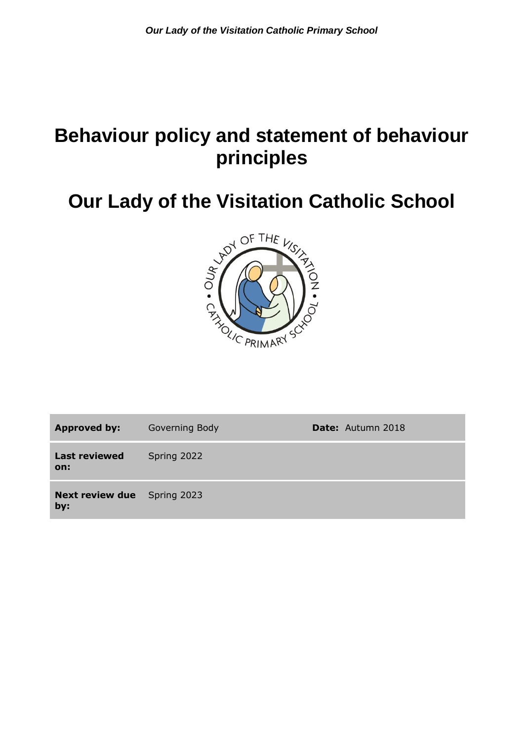# Behaviour policy and statement of behaviour principles

# Our Lady of the Visitation Catholic School

| **Approved by:** | Governing Body | **Date:** Autumn 2018 |
|---|---|---|
| **Last reviewed on:** | Spring 2022 | |
| **Next review due by:** | Spring 2023 | |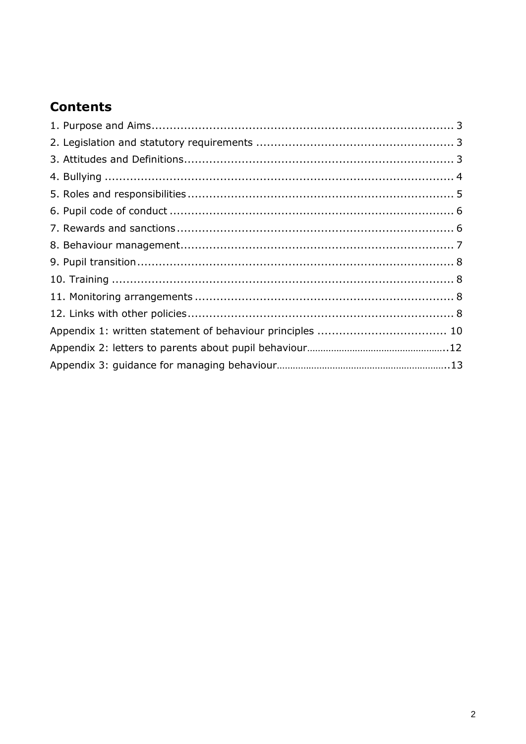## Contents

1. Purpose and Aims .................................................................................... 3
2. Legislation and statutory requirements ...................................................... 3
3. Attitudes and Definitions .......................................................................... 3
4. Bullying ................................................................................................. 4
5. Roles and responsibilities .......................................................................... 5
6. Pupil code of conduct ............................................................................... 6
7. Rewards and sanctions ............................................................................. 6
8. Behaviour management ............................................................................ 7
9. Pupil transition ........................................................................................ 8
10. Training ................................................................................................ 8
11. Monitoring arrangements ........................................................................ 8
12. Links with other policies .......................................................................... 8

Appendix 1: written statement of behaviour principles .................................... 10
Appendix 2: letters to parents about pupil behaviour ...................................... 12
Appendix 3: guidance for managing behaviour ................................................ 13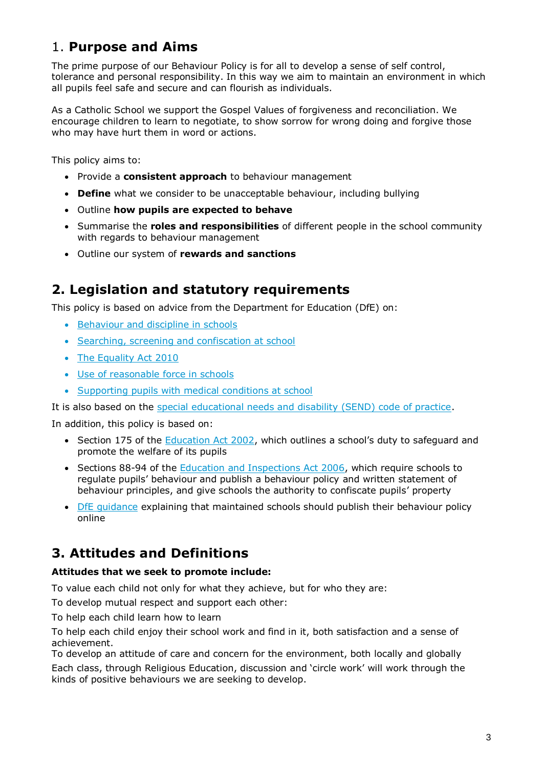## 1. **Purpose and Aims**

The prime purpose of our Behaviour Policy is for all to develop a sense of self control, tolerance and personal responsibility. In this way we aim to maintain an environment in which all pupils feel safe and secure and can flourish as individuals.

As a Catholic School we support the Gospel Values of forgiveness and reconciliation. We encourage children to learn to negotiate, to show sorrow for wrong doing and forgive those who may have hurt them in word or actions.

This policy aims to:

- Provide a **consistent approach** to behaviour management
- **Define** what we consider to be unacceptable behaviour, including bullying
- Outline **how pupils are expected to behave**
- Summarise the **roles and responsibilities** of different people in the school community with regards to behaviour management
- Outline our system of **rewards and sanctions**

## 2. Legislation and statutory requirements

This policy is based on advice from the Department for Education (DfE) on:

- Behaviour and discipline in schools
- Searching, screening and confiscation at school
- The Equality Act 2010
- Use of reasonable force in schools
- Supporting pupils with medical conditions at school

It is also based on the special educational needs and disability (SEND) code of practice.

In addition, this policy is based on:

- Section 175 of the Education Act 2002, which outlines a school's duty to safeguard and promote the welfare of its pupils
- Sections 88-94 of the Education and Inspections Act 2006, which require schools to regulate pupils' behaviour and publish a behaviour policy and written statement of behaviour principles, and give schools the authority to confiscate pupils' property
- DfE guidance explaining that maintained schools should publish their behaviour policy online

## 3. Attitudes and Definitions

**Attitudes that we seek to promote include:**

To value each child not only for what they achieve, but for who they are:

To develop mutual respect and support each other:

To help each child learn how to learn

To help each child enjoy their school work and find in it, both satisfaction and a sense of achievement.

To develop an attitude of care and concern for the environment, both locally and globally

Each class, through Religious Education, discussion and 'circle work' will work through the kinds of positive behaviours we are seeking to develop.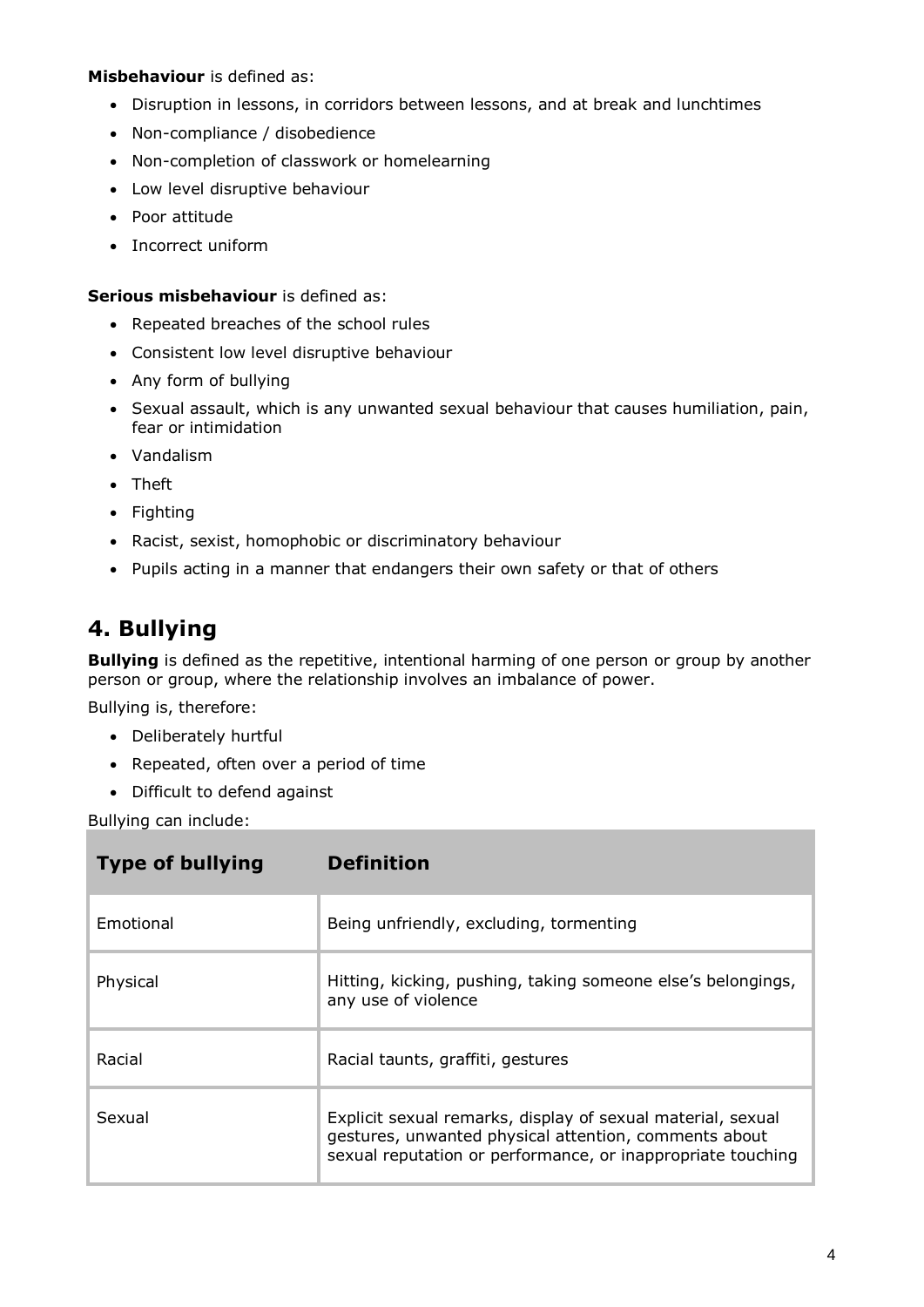**Misbehaviour** is defined as:

- Disruption in lessons, in corridors between lessons, and at break and lunchtimes
- Non-compliance / disobedience
- Non-completion of classwork or homelearning
- Low level disruptive behaviour
- Poor attitude
- Incorrect uniform

**Serious misbehaviour** is defined as:

- Repeated breaches of the school rules
- Consistent low level disruptive behaviour
- Any form of bullying
- Sexual assault, which is any unwanted sexual behaviour that causes humiliation, pain, fear or intimidation
- Vandalism
- Theft
- Fighting
- Racist, sexist, homophobic or discriminatory behaviour
- Pupils acting in a manner that endangers their own safety or that of others

## 4. Bullying

**Bullying** is defined as the repetitive, intentional harming of one person or group by another person or group, where the relationship involves an imbalance of power.

Bullying is, therefore:

- Deliberately hurtful
- Repeated, often over a period of time
- Difficult to defend against

Bullying can include:

| Type of bullying | Definition |
|---|---|
| Emotional | Being unfriendly, excluding, tormenting |
| Physical | Hitting, kicking, pushing, taking someone else's belongings, any use of violence |
| Racial | Racial taunts, graffiti, gestures |
| Sexual | Explicit sexual remarks, display of sexual material, sexual gestures, unwanted physical attention, comments about sexual reputation or performance, or inappropriate touching |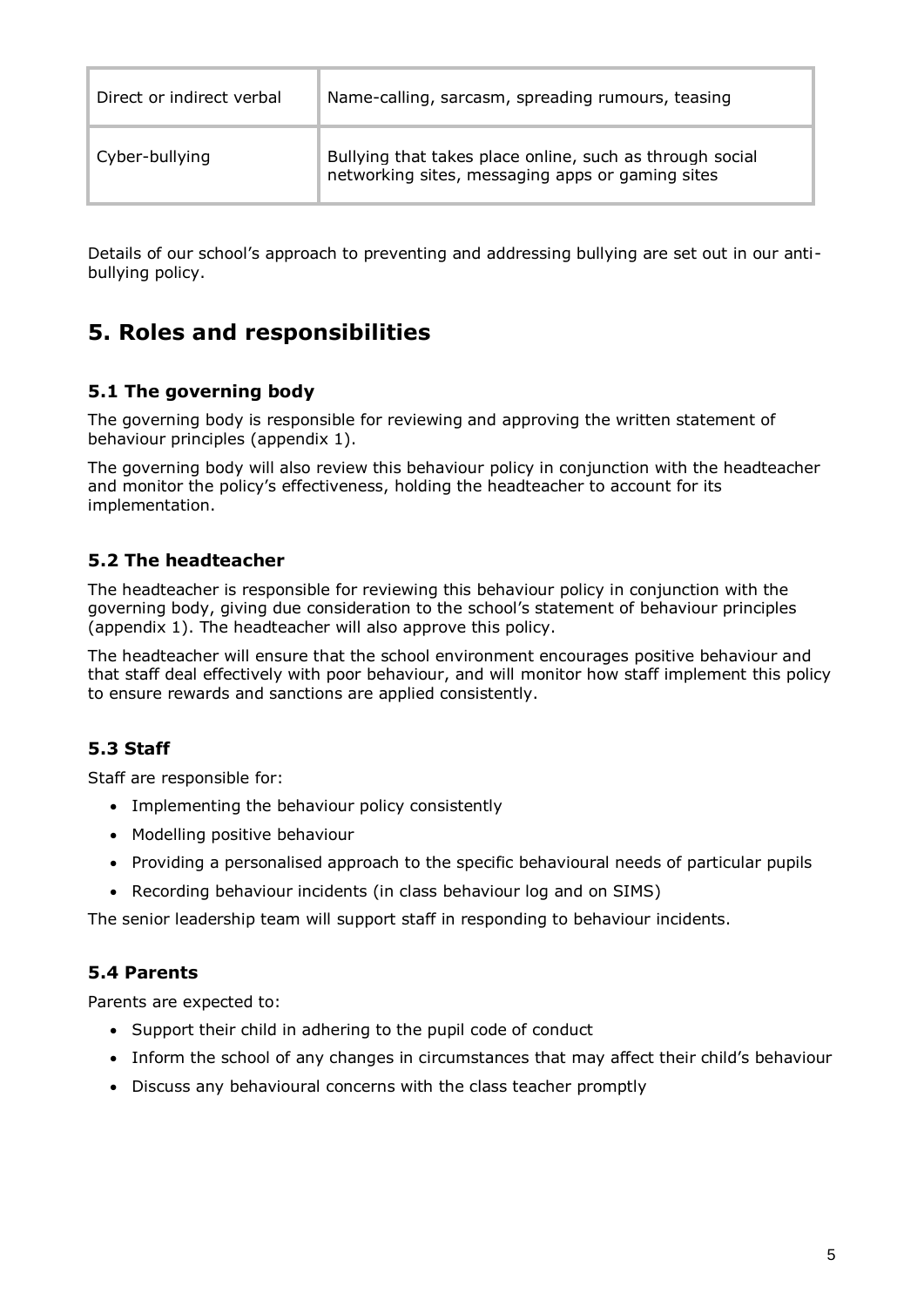| | |
|---|---|
| Direct or indirect verbal | Name-calling, sarcasm, spreading rumours, teasing |
| Cyber-bullying | Bullying that takes place online, such as through social networking sites, messaging apps or gaming sites |

Details of our school's approach to preventing and addressing bullying are set out in our anti-bullying policy.

## 5. Roles and responsibilities

### 5.1 The governing body

The governing body is responsible for reviewing and approving the written statement of behaviour principles (appendix 1).

The governing body will also review this behaviour policy in conjunction with the headteacher and monitor the policy's effectiveness, holding the headteacher to account for its implementation.

### 5.2 The headteacher

The headteacher is responsible for reviewing this behaviour policy in conjunction with the governing body, giving due consideration to the school's statement of behaviour principles (appendix 1). The headteacher will also approve this policy.

The headteacher will ensure that the school environment encourages positive behaviour and that staff deal effectively with poor behaviour, and will monitor how staff implement this policy to ensure rewards and sanctions are applied consistently.

### 5.3 Staff

Staff are responsible for:

- Implementing the behaviour policy consistently
- Modelling positive behaviour
- Providing a personalised approach to the specific behavioural needs of particular pupils
- Recording behaviour incidents (in class behaviour log and on SIMS)

The senior leadership team will support staff in responding to behaviour incidents.

### 5.4 Parents

Parents are expected to:

- Support their child in adhering to the pupil code of conduct
- Inform the school of any changes in circumstances that may affect their child's behaviour
- Discuss any behavioural concerns with the class teacher promptly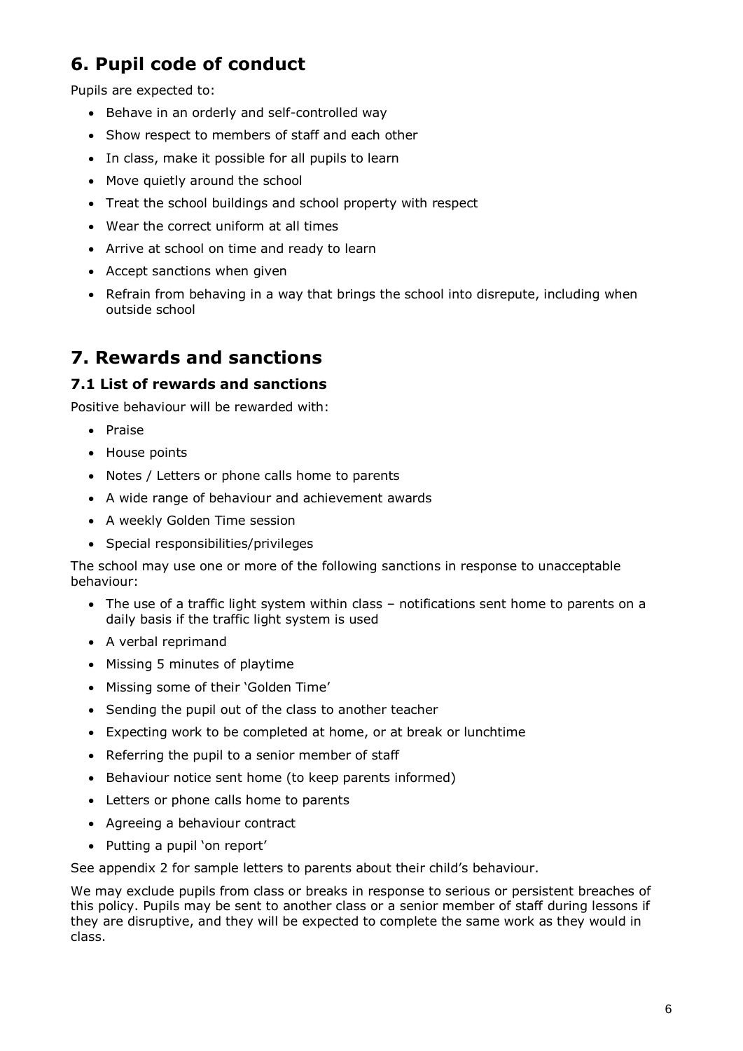## 6. Pupil code of conduct

Pupils are expected to:

- Behave in an orderly and self-controlled way
- Show respect to members of staff and each other
- In class, make it possible for all pupils to learn
- Move quietly around the school
- Treat the school buildings and school property with respect
- Wear the correct uniform at all times
- Arrive at school on time and ready to learn
- Accept sanctions when given
- Refrain from behaving in a way that brings the school into disrepute, including when outside school

## 7. Rewards and sanctions

### 7.1 List of rewards and sanctions

Positive behaviour will be rewarded with:

- Praise
- House points
- Notes / Letters or phone calls home to parents
- A wide range of behaviour and achievement awards
- A weekly Golden Time session
- Special responsibilities/privileges

The school may use one or more of the following sanctions in response to unacceptable behaviour:

- The use of a traffic light system within class – notifications sent home to parents on a daily basis if the traffic light system is used
- A verbal reprimand
- Missing 5 minutes of playtime
- Missing some of their 'Golden Time'
- Sending the pupil out of the class to another teacher
- Expecting work to be completed at home, or at break or lunchtime
- Referring the pupil to a senior member of staff
- Behaviour notice sent home (to keep parents informed)
- Letters or phone calls home to parents
- Agreeing a behaviour contract
- Putting a pupil 'on report'

See appendix 2 for sample letters to parents about their child's behaviour.

We may exclude pupils from class or breaks in response to serious or persistent breaches of this policy. Pupils may be sent to another class or a senior member of staff during lessons if they are disruptive, and they will be expected to complete the same work as they would in class.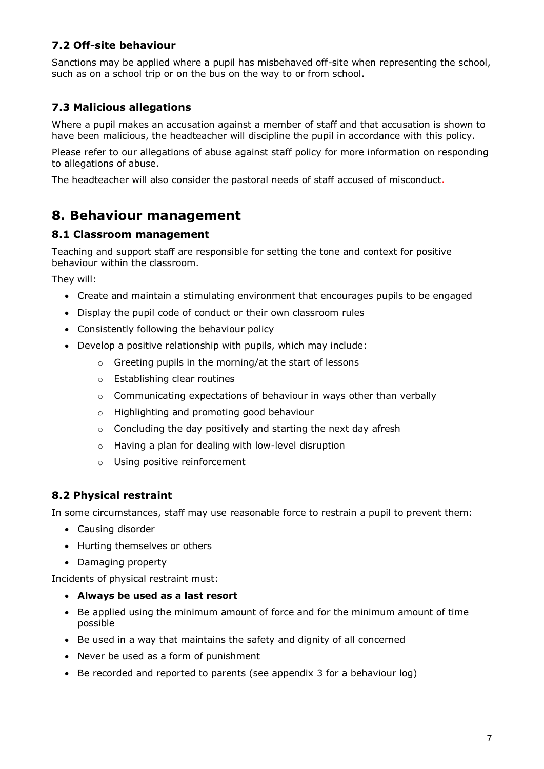### 7.2 Off-site behaviour

Sanctions may be applied where a pupil has misbehaved off-site when representing the school, such as on a school trip or on the bus on the way to or from school.

### 7.3 Malicious allegations

Where a pupil makes an accusation against a member of staff and that accusation is shown to have been malicious, the headteacher will discipline the pupil in accordance with this policy.

Please refer to our allegations of abuse against staff policy for more information on responding to allegations of abuse.

The headteacher will also consider the pastoral needs of staff accused of misconduct.

## 8. Behaviour management

### 8.1 Classroom management

Teaching and support staff are responsible for setting the tone and context for positive behaviour within the classroom.

They will:

- Create and maintain a stimulating environment that encourages pupils to be engaged
- Display the pupil code of conduct or their own classroom rules
- Consistently following the behaviour policy
- Develop a positive relationship with pupils, which may include:
    - Greeting pupils in the morning/at the start of lessons
    - Establishing clear routines
    - Communicating expectations of behaviour in ways other than verbally
    - Highlighting and promoting good behaviour
    - Concluding the day positively and starting the next day afresh
    - Having a plan for dealing with low-level disruption
    - Using positive reinforcement

### 8.2 Physical restraint

In some circumstances, staff may use reasonable force to restrain a pupil to prevent them:

- Causing disorder
- Hurting themselves or others
- Damaging property

Incidents of physical restraint must:

- **Always be used as a last resort**
- Be applied using the minimum amount of force and for the minimum amount of time possible
- Be used in a way that maintains the safety and dignity of all concerned
- Never be used as a form of punishment
- Be recorded and reported to parents (see appendix 3 for a behaviour log)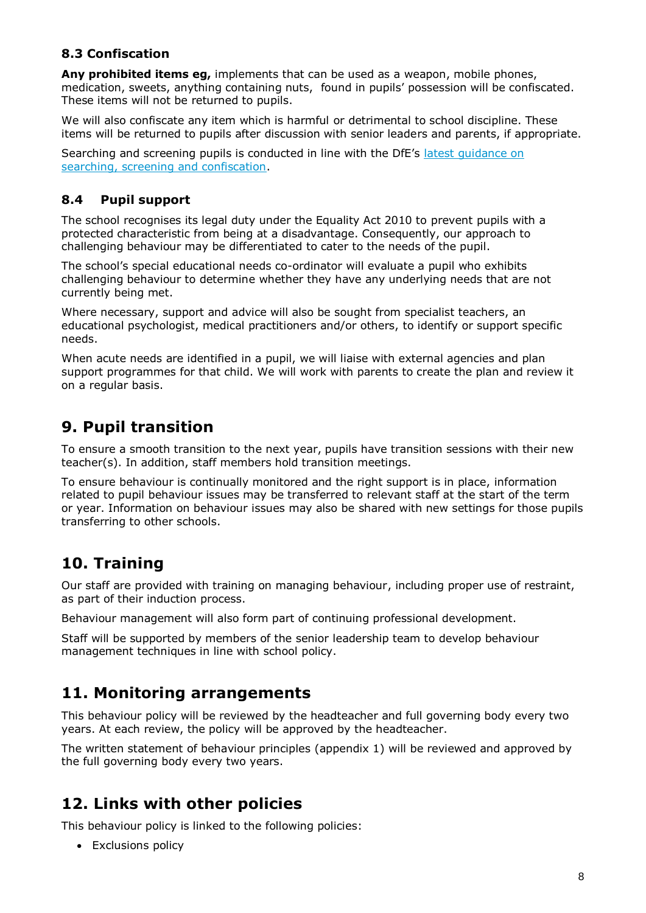### 8.3 Confiscation

**Any prohibited items eg,** implements that can be used as a weapon, mobile phones, medication, sweets, anything containing nuts,  found in pupils' possession will be confiscated. These items will not be returned to pupils.

We will also confiscate any item which is harmful or detrimental to school discipline. These items will be returned to pupils after discussion with senior leaders and parents, if appropriate.

Searching and screening pupils is conducted in line with the DfE's [latest guidance on searching, screening and confiscation](#).

### 8.4 Pupil support

The school recognises its legal duty under the Equality Act 2010 to prevent pupils with a protected characteristic from being at a disadvantage. Consequently, our approach to challenging behaviour may be differentiated to cater to the needs of the pupil.

The school's special educational needs co-ordinator will evaluate a pupil who exhibits challenging behaviour to determine whether they have any underlying needs that are not currently being met.

Where necessary, support and advice will also be sought from specialist teachers, an educational psychologist, medical practitioners and/or others, to identify or support specific needs.

When acute needs are identified in a pupil, we will liaise with external agencies and plan support programmes for that child. We will work with parents to create the plan and review it on a regular basis.

## 9. Pupil transition

To ensure a smooth transition to the next year, pupils have transition sessions with their new teacher(s). In addition, staff members hold transition meetings.

To ensure behaviour is continually monitored and the right support is in place, information related to pupil behaviour issues may be transferred to relevant staff at the start of the term or year. Information on behaviour issues may also be shared with new settings for those pupils transferring to other schools.

## 10. Training

Our staff are provided with training on managing behaviour, including proper use of restraint, as part of their induction process.

Behaviour management will also form part of continuing professional development.

Staff will be supported by members of the senior leadership team to develop behaviour management techniques in line with school policy.

## 11. Monitoring arrangements

This behaviour policy will be reviewed by the headteacher and full governing body every two years. At each review, the policy will be approved by the headteacher.

The written statement of behaviour principles (appendix 1) will be reviewed and approved by the full governing body every two years.

## 12. Links with other policies

This behaviour policy is linked to the following policies:

- Exclusions policy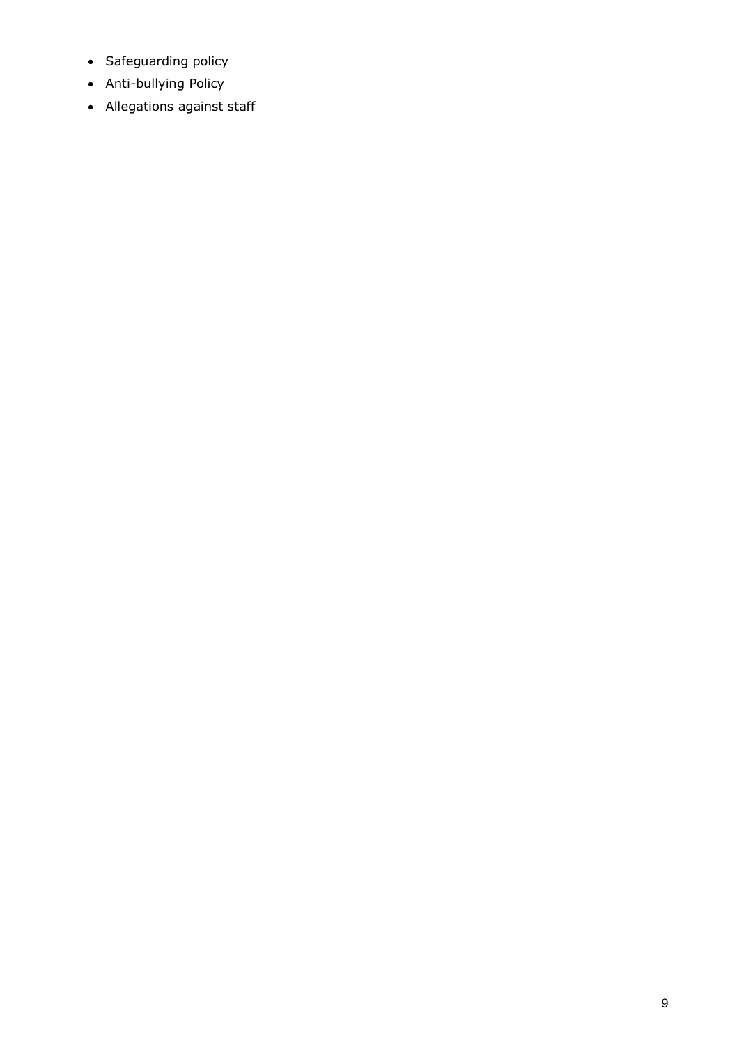- Safeguarding policy
- Anti-bullying Policy
- Allegations against staff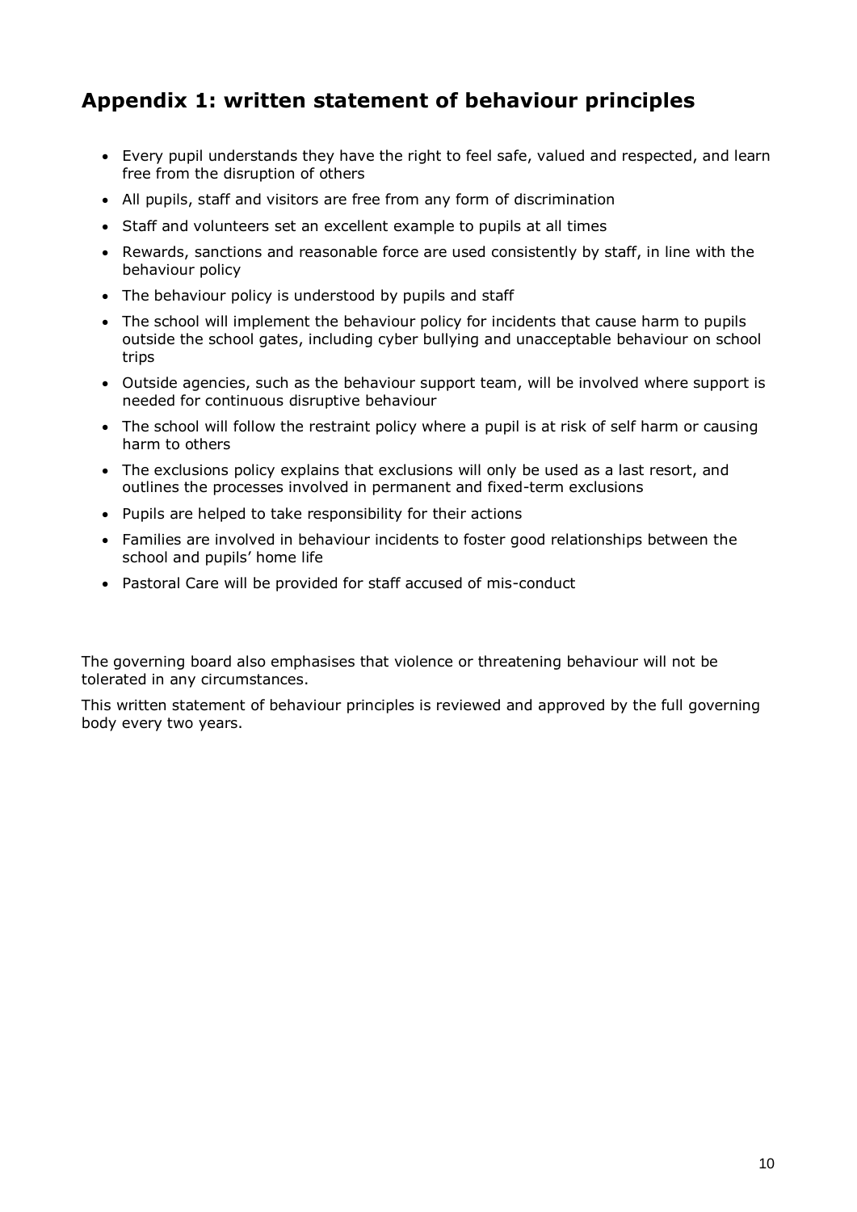## Appendix 1: written statement of behaviour principles

- Every pupil understands they have the right to feel safe, valued and respected, and learn free from the disruption of others
- All pupils, staff and visitors are free from any form of discrimination
- Staff and volunteers set an excellent example to pupils at all times
- Rewards, sanctions and reasonable force are used consistently by staff, in line with the behaviour policy
- The behaviour policy is understood by pupils and staff
- The school will implement the behaviour policy for incidents that cause harm to pupils outside the school gates, including cyber bullying and unacceptable behaviour on school trips
- Outside agencies, such as the behaviour support team, will be involved where support is needed for continuous disruptive behaviour
- The school will follow the restraint policy where a pupil is at risk of self harm or causing harm to others
- The exclusions policy explains that exclusions will only be used as a last resort, and outlines the processes involved in permanent and fixed-term exclusions
- Pupils are helped to take responsibility for their actions
- Families are involved in behaviour incidents to foster good relationships between the school and pupils' home life
- Pastoral Care will be provided for staff accused of mis-conduct

The governing board also emphasises that violence or threatening behaviour will not be tolerated in any circumstances.

This written statement of behaviour principles is reviewed and approved by the full governing body every two years.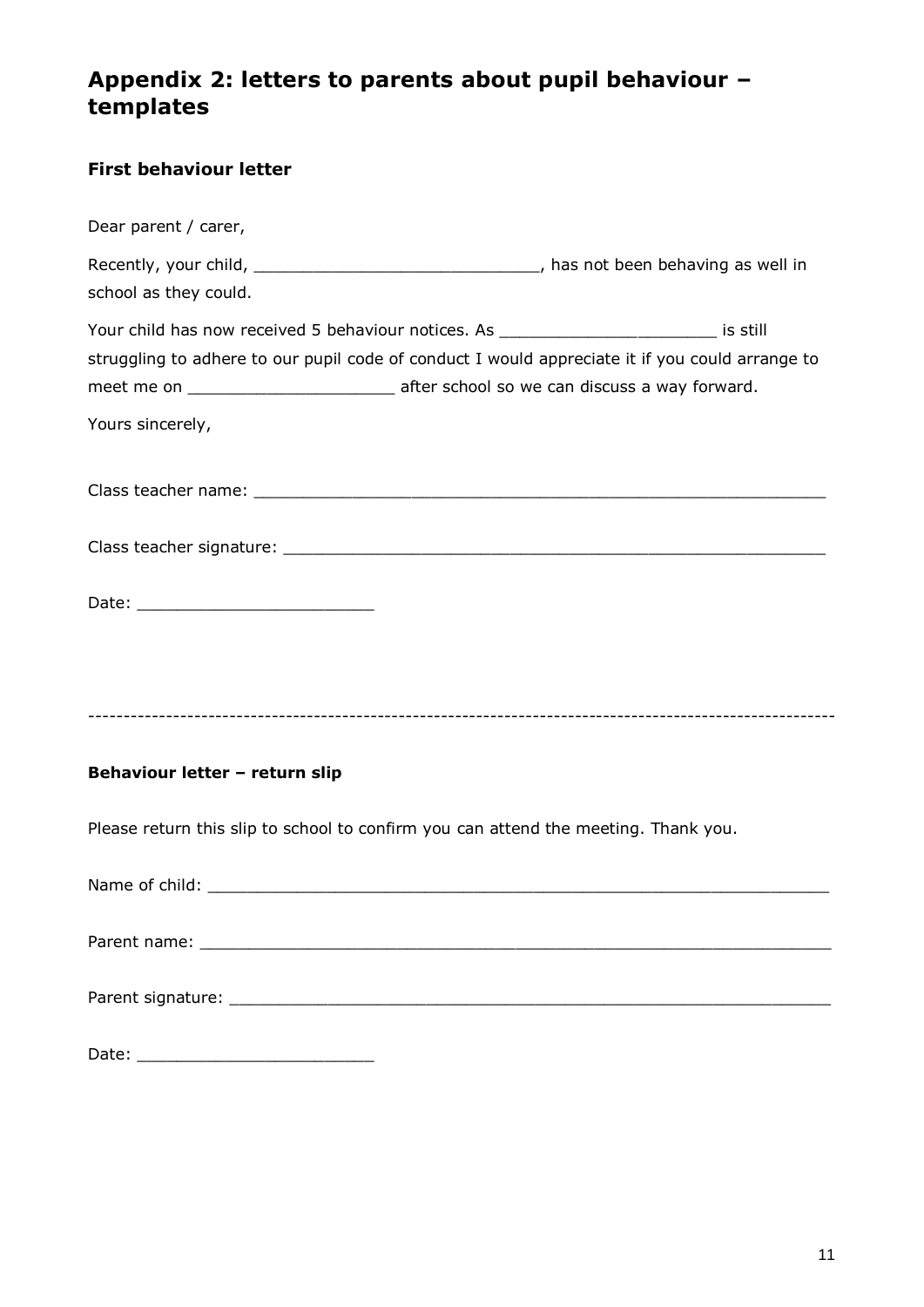## Appendix 2: letters to parents about pupil behaviour – templates

### First behaviour letter

Dear parent / carer,

Recently, your child, ____________________________, has not been behaving as well in school as they could.

Your child has now received 5 behaviour notices. As _____________________ is still struggling to adhere to our pupil code of conduct I would appreciate it if you could arrange to meet me on ____________________ after school so we can discuss a way forward.

Yours sincerely,

Class teacher name: ___________________________________________________________

Class teacher signature: ________________________________________________________

Date: _______________________

---

### Behaviour letter – return slip

Please return this slip to school to confirm you can attend the meeting. Thank you.

Name of child: ______________________________________________________________

Parent name: _______________________________________________________________

Parent signature: ____________________________________________________________

Date: _______________________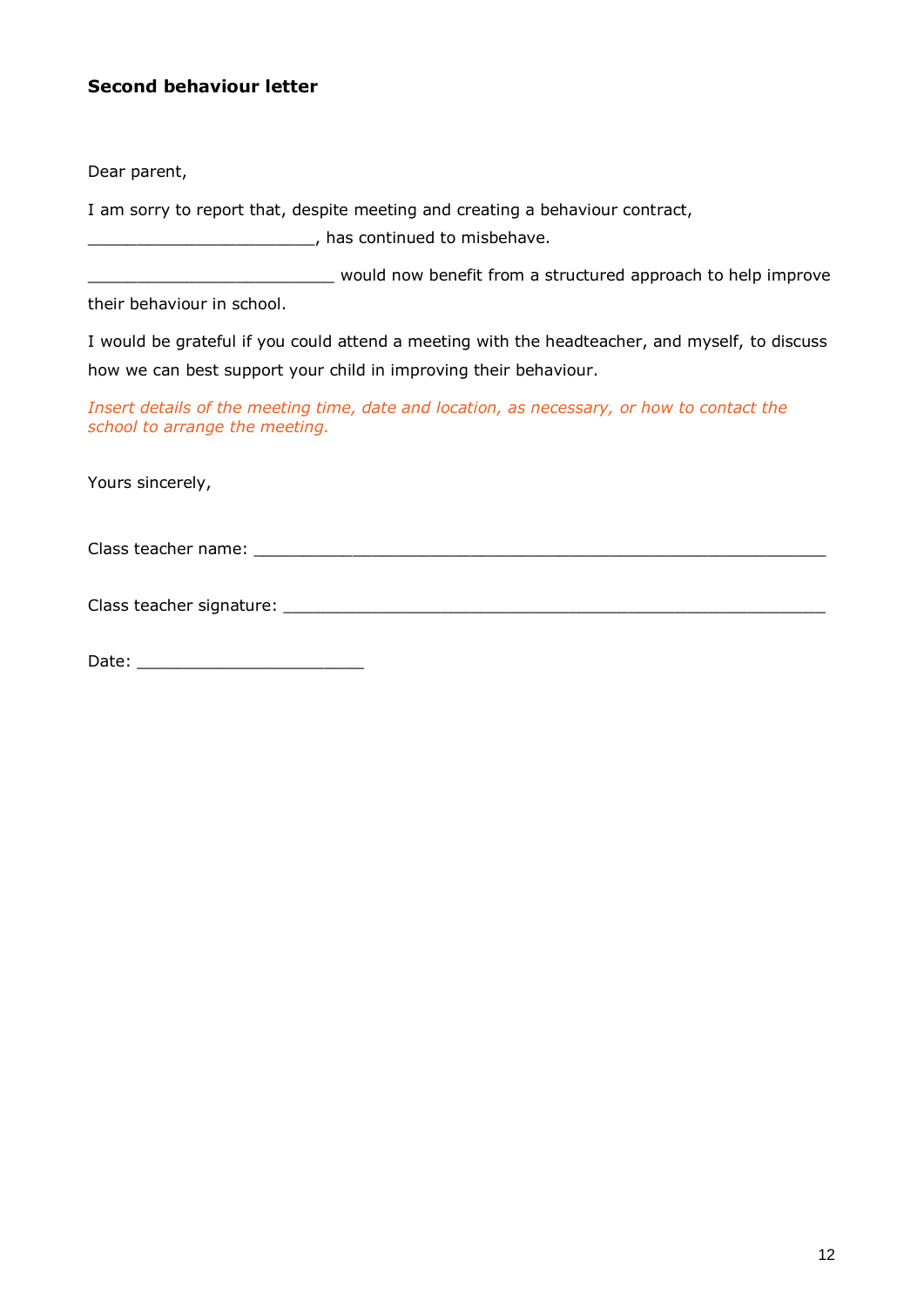### Second behaviour letter

Dear parent,

I am sorry to report that, despite meeting and creating a behaviour contract, ________________________, has continued to misbehave.

__________________________ would now benefit from a structured approach to help improve their behaviour in school.

I would be grateful if you could attend a meeting with the headteacher, and myself, to discuss how we can best support your child in improving their behaviour.

*Insert details of the meeting time, date and location, as necessary, or how to contact the school to arrange the meeting.*

Yours sincerely,

Class teacher name: ____________________________________________________________

Class teacher signature: _________________________________________________________

Date: ________________________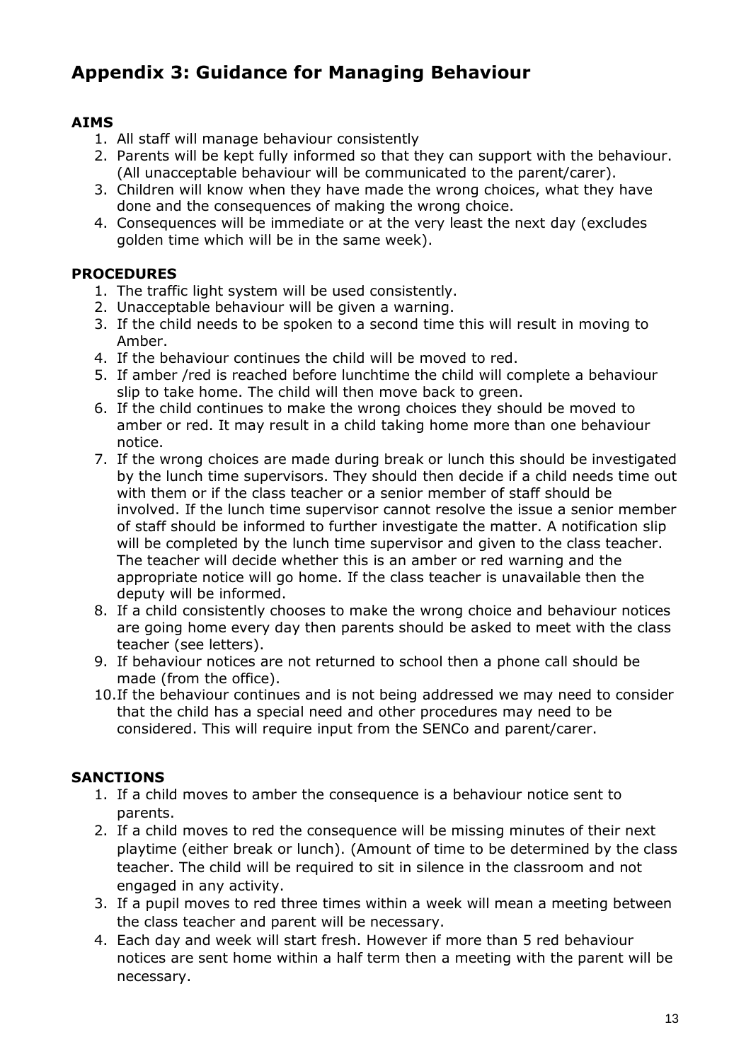# Appendix 3: Guidance for Managing Behaviour

**AIMS**

1. All staff will manage behaviour consistently
2. Parents will be kept fully informed so that they can support with the behaviour. (All unacceptable behaviour will be communicated to the parent/carer).
3. Children will know when they have made the wrong choices, what they have done and the consequences of making the wrong choice.
4. Consequences will be immediate or at the very least the next day (excludes golden time which will be in the same week).

**PROCEDURES**

1. The traffic light system will be used consistently.
2. Unacceptable behaviour will be given a warning.
3. If the child needs to be spoken to a second time this will result in moving to Amber.
4. If the behaviour continues the child will be moved to red.
5. If amber /red is reached before lunchtime the child will complete a behaviour slip to take home. The child will then move back to green.
6. If the child continues to make the wrong choices they should be moved to amber or red. It may result in a child taking home more than one behaviour notice.
7. If the wrong choices are made during break or lunch this should be investigated by the lunch time supervisors. They should then decide if a child needs time out with them or if the class teacher or a senior member of staff should be involved. If the lunch time supervisor cannot resolve the issue a senior member of staff should be informed to further investigate the matter. A notification slip will be completed by the lunch time supervisor and given to the class teacher. The teacher will decide whether this is an amber or red warning and the appropriate notice will go home. If the class teacher is unavailable then the deputy will be informed.
8. If a child consistently chooses to make the wrong choice and behaviour notices are going home every day then parents should be asked to meet with the class teacher (see letters).
9. If behaviour notices are not returned to school then a phone call should be made (from the office).
10. If the behaviour continues and is not being addressed we may need to consider that the child has a special need and other procedures may need to be considered. This will require input from the SENCo and parent/carer.

**SANCTIONS**

1. If a child moves to amber the consequence is a behaviour notice sent to parents.
2. If a child moves to red the consequence will be missing minutes of their next playtime (either break or lunch). (Amount of time to be determined by the class teacher. The child will be required to sit in silence in the classroom and not engaged in any activity.
3. If a pupil moves to red three times within a week will mean a meeting between the class teacher and parent will be necessary.
4. Each day and week will start fresh. However if more than 5 red behaviour notices are sent home within a half term then a meeting with the parent will be necessary.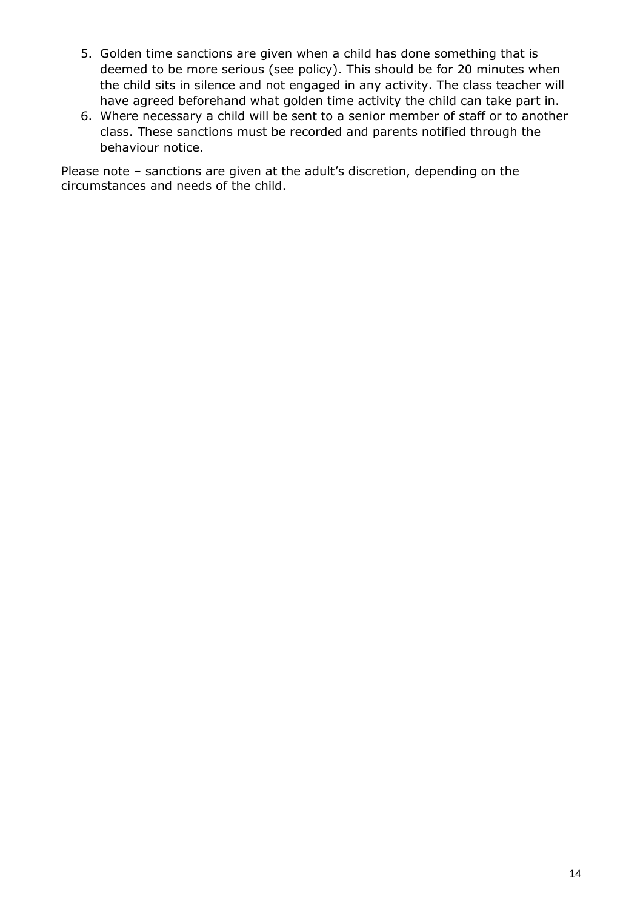5. Golden time sanctions are given when a child has done something that is deemed to be more serious (see policy). This should be for 20 minutes when the child sits in silence and not engaged in any activity. The class teacher will have agreed beforehand what golden time activity the child can take part in.
6. Where necessary a child will be sent to a senior member of staff or to another class. These sanctions must be recorded and parents notified through the behaviour notice.

Please note – sanctions are given at the adult's discretion, depending on the circumstances and needs of the child.